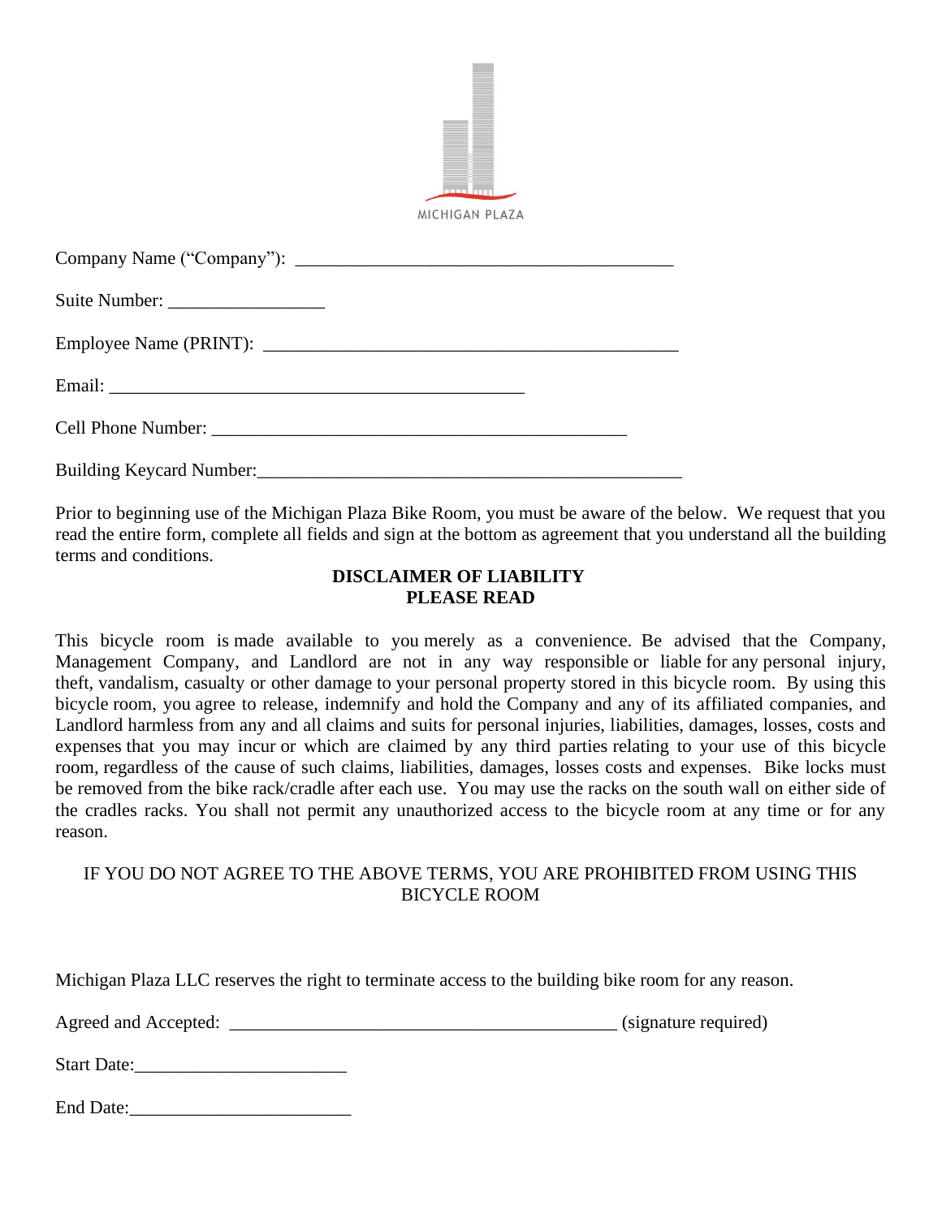MICHIGAN PLAZA

Company Name (“Company”): ___________________________________________

Suite Number: _________________

Employee Name (PRINT): ______________________________________________

Email: _______________________________________________

Cell Phone Number: ______________________________________________

Building Keycard Number:________________________________________________

Prior to beginning use of the Michigan Plaza Bike Room, you must be aware of the below. We request that you read the entire form, complete all fields and sign at the bottom as agreement that you understand all the building terms and conditions.

**DISCLAIMER OF LIABILITY**
**PLEASE READ**

This bicycle room is made available to you merely as a convenience. Be advised that the Company, Management Company, and Landlord are not in any way responsible or liable for any personal injury, theft, vandalism, casualty or other damage to your personal property stored in this bicycle room. By using this bicycle room, you agree to release, indemnify and hold the Company and any of its affiliated companies, and Landlord harmless from any and all claims and suits for personal injuries, liabilities, damages, losses, costs and expenses that you may incur or which are claimed by any third parties relating to your use of this bicycle room, regardless of the cause of such claims, liabilities, damages, losses costs and expenses. Bike locks must be removed from the bike rack/cradle after each use. You may use the racks on the south wall on either side of the cradles racks. You shall not permit any unauthorized access to the bicycle room at any time or for any reason.

IF YOU DO NOT AGREE TO THE ABOVE TERMS, YOU ARE PROHIBITED FROM USING THIS BICYCLE ROOM

Michigan Plaza LLC reserves the right to terminate access to the building bike room for any reason.

Agreed and Accepted: ___________________________________________ (signature required)

Start Date:_______________________

End Date:________________________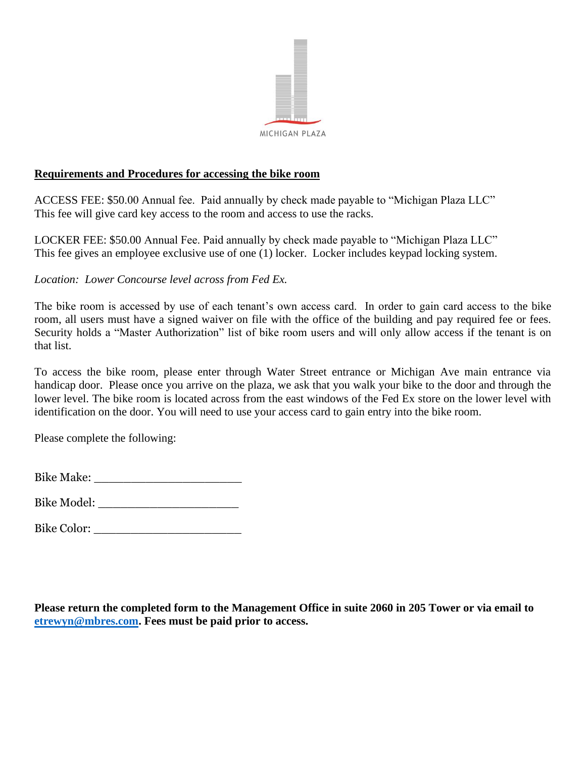MICHIGAN PLAZA

**Requirements and Procedures for accessing the bike room**

ACCESS FEE: $50.00 Annual fee. Paid annually by check made payable to "Michigan Plaza LLC"
This fee will give card key access to the room and access to use the racks.

LOCKER FEE: $50.00 Annual Fee. Paid annually by check made payable to "Michigan Plaza LLC"
This fee gives an employee exclusive use of one (1) locker. Locker includes keypad locking system.

*Location: Lower Concourse level across from Fed Ex.*

The bike room is accessed by use of each tenant's own access card. In order to gain card access to the bike room, all users must have a signed waiver on file with the office of the building and pay required fee or fees. Security holds a "Master Authorization" list of bike room users and will only allow access if the tenant is on that list.

To access the bike room, please enter through Water Street entrance or Michigan Ave main entrance via handicap door. Please once you arrive on the plaza, we ask that you walk your bike to the door and through the lower level. The bike room is located across from the east windows of the Fed Ex store on the lower level with identification on the door. You will need to use your access card to gain entry into the bike room.

Please complete the following:

Bike Make: ______________________

Bike Model: _____________________

Bike Color: ______________________

**Please return the completed form to the Management Office in suite 2060 in 205 Tower or via email to etrewyn@mbres.com. Fees must be paid prior to access.**